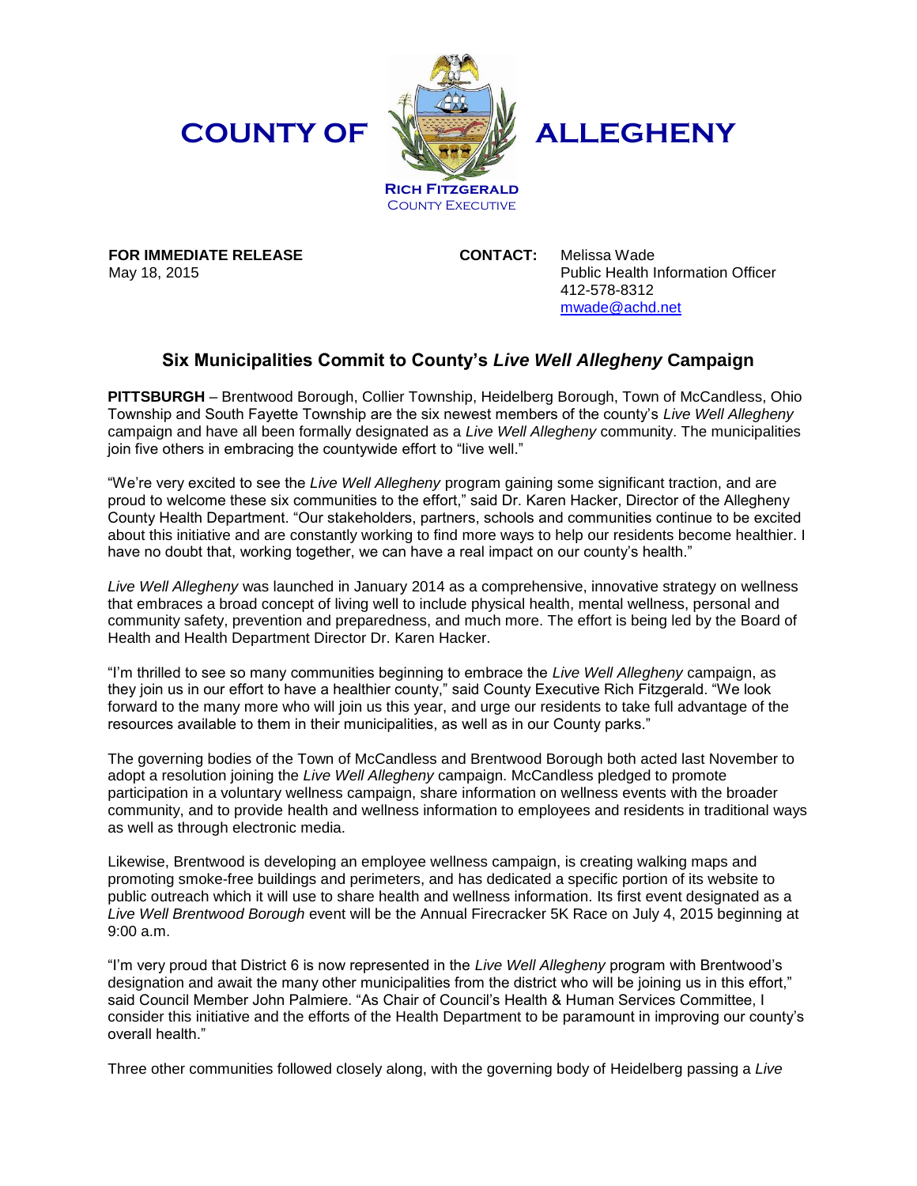**COUNTY OF ALLEGHENY**

**RICH FITZGERALD**
COUNTY EXECUTIVE

**FOR IMMEDIATE RELEASE**
May 18, 2015

**CONTACT:** Melissa Wade
Public Health Information Officer
412-578-8312
mwade@achd.net

## Six Municipalities Commit to County's *Live Well Allegheny* Campaign

**PITTSBURGH** – Brentwood Borough, Collier Township, Heidelberg Borough, Town of McCandless, Ohio Township and South Fayette Township are the six newest members of the county's *Live Well Allegheny* campaign and have all been formally designated as a *Live Well Allegheny* community. The municipalities join five others in embracing the countywide effort to "live well."

"We're very excited to see the *Live Well Allegheny* program gaining some significant traction, and are proud to welcome these six communities to the effort," said Dr. Karen Hacker, Director of the Allegheny County Health Department. "Our stakeholders, partners, schools and communities continue to be excited about this initiative and are constantly working to find more ways to help our residents become healthier. I have no doubt that, working together, we can have a real impact on our county's health."

*Live Well Allegheny* was launched in January 2014 as a comprehensive, innovative strategy on wellness that embraces a broad concept of living well to include physical health, mental wellness, personal and community safety, prevention and preparedness, and much more. The effort is being led by the Board of Health and Health Department Director Dr. Karen Hacker.

"I'm thrilled to see so many communities beginning to embrace the *Live Well Allegheny* campaign, as they join us in our effort to have a healthier county," said County Executive Rich Fitzgerald. "We look forward to the many more who will join us this year, and urge our residents to take full advantage of the resources available to them in their municipalities, as well as in our County parks."

The governing bodies of the Town of McCandless and Brentwood Borough both acted last November to adopt a resolution joining the *Live Well Allegheny* campaign. McCandless pledged to promote participation in a voluntary wellness campaign, share information on wellness events with the broader community, and to provide health and wellness information to employees and residents in traditional ways as well as through electronic media.

Likewise, Brentwood is developing an employee wellness campaign, is creating walking maps and promoting smoke-free buildings and perimeters, and has dedicated a specific portion of its website to public outreach which it will use to share health and wellness information. Its first event designated as a *Live Well Brentwood Borough* event will be the Annual Firecracker 5K Race on July 4, 2015 beginning at 9:00 a.m.

"I'm very proud that District 6 is now represented in the *Live Well Allegheny* program with Brentwood's designation and await the many other municipalities from the district who will be joining us in this effort," said Council Member John Palmiere. "As Chair of Council's Health & Human Services Committee, I consider this initiative and the efforts of the Health Department to be paramount in improving our county's overall health."

Three other communities followed closely along, with the governing body of Heidelberg passing a *Live*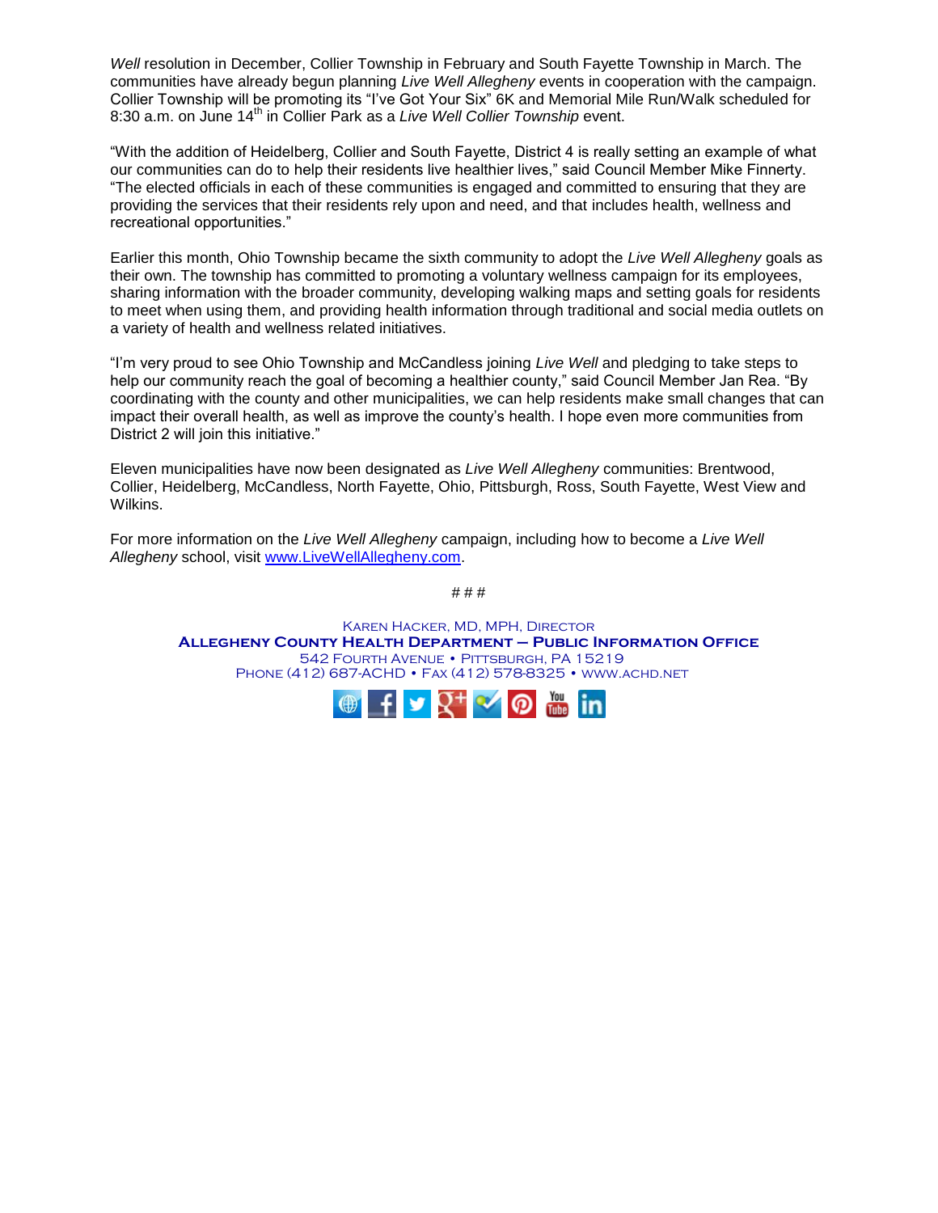*Well* resolution in December, Collier Township in February and South Fayette Township in March. The communities have already begun planning *Live Well Allegheny* events in cooperation with the campaign. Collier Township will be promoting its "I've Got Your Six" 6K and Memorial Mile Run/Walk scheduled for 8:30 a.m. on June 14th in Collier Park as a *Live Well Collier Township* event.

"With the addition of Heidelberg, Collier and South Fayette, District 4 is really setting an example of what our communities can do to help their residents live healthier lives," said Council Member Mike Finnerty. "The elected officials in each of these communities is engaged and committed to ensuring that they are providing the services that their residents rely upon and need, and that includes health, wellness and recreational opportunities."

Earlier this month, Ohio Township became the sixth community to adopt the *Live Well Allegheny* goals as their own. The township has committed to promoting a voluntary wellness campaign for its employees, sharing information with the broader community, developing walking maps and setting goals for residents to meet when using them, and providing health information through traditional and social media outlets on a variety of health and wellness related initiatives.

"I'm very proud to see Ohio Township and McCandless joining *Live Well* and pledging to take steps to help our community reach the goal of becoming a healthier county," said Council Member Jan Rea. "By coordinating with the county and other municipalities, we can help residents make small changes that can impact their overall health, as well as improve the county's health. I hope even more communities from District 2 will join this initiative."

Eleven municipalities have now been designated as *Live Well Allegheny* communities: Brentwood, Collier, Heidelberg, McCandless, North Fayette, Ohio, Pittsburgh, Ross, South Fayette, West View and Wilkins.

For more information on the *Live Well Allegheny* campaign, including how to become a *Live Well Allegheny* school, visit [www.LiveWellAllegheny.com](http://www.LiveWellAllegheny.com).

# # #

Karen Hacker, MD, MPH, Director
**Allegheny County Health Department – Public Information Office**
542 Fourth Avenue • Pittsburgh, PA 15219
Phone (412) 687-ACHD • Fax (412) 578-8325 • www.achd.net